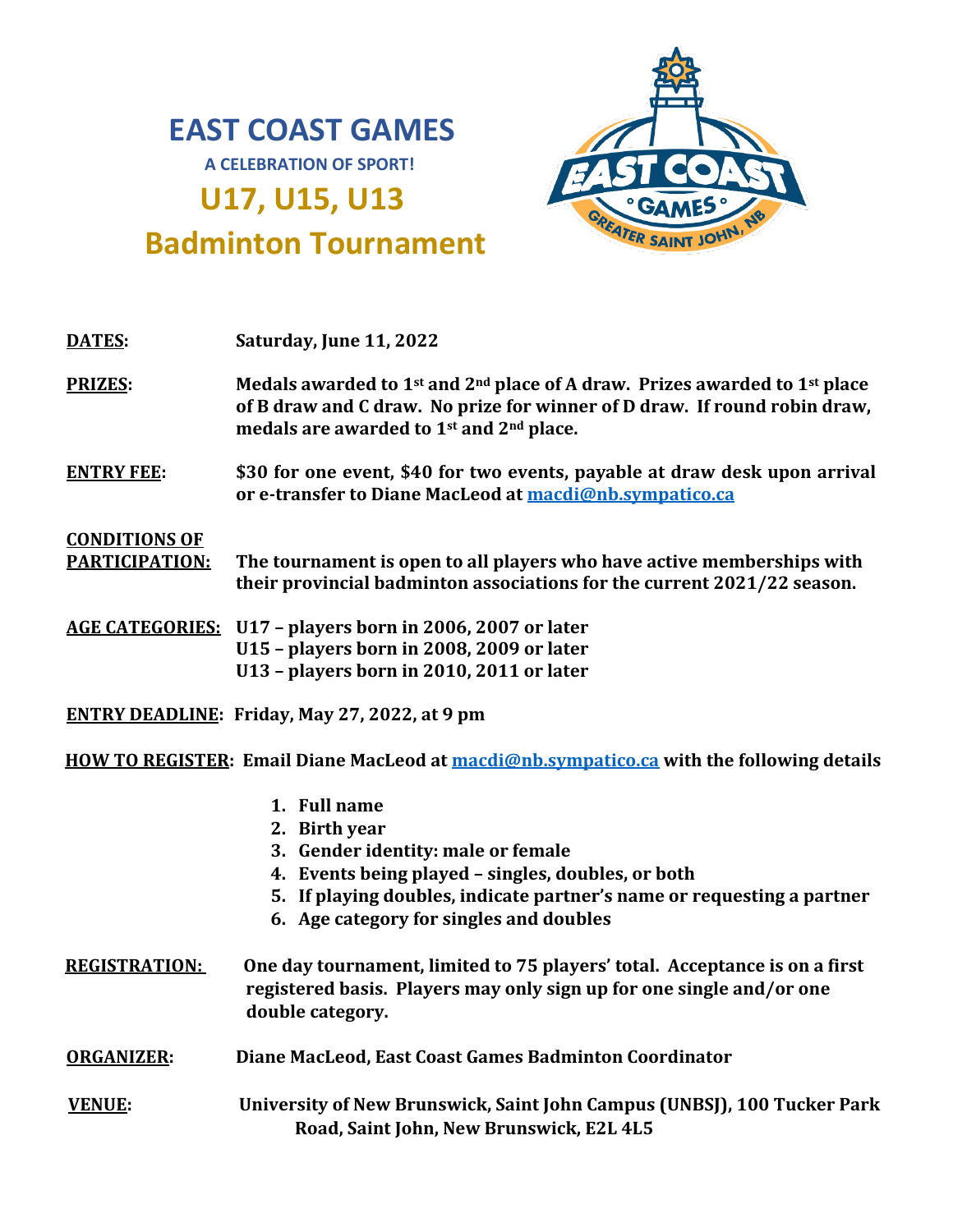# EAST COAST GAMES

**A CELEBRATION OF SPORT!**

## U17, U15, U13

## Badminton Tournament

**DATES:** Saturday, June 11, 2022

**PRIZES:** Medals awarded to 1st and 2nd place of A draw. Prizes awarded to 1st place of B draw and C draw. No prize for winner of D draw. If round robin draw, medals are awarded to 1st and 2nd place.

**ENTRY FEE:** $30 for one event, $40 for two events, payable at draw desk upon arrival or e-transfer to Diane MacLeod at macdi@nb.sympatico.ca

**CONDITIONS OF PARTICIPATION:** The tournament is open to all players who have active memberships with their provincial badminton associations for the current 2021/22 season.

**AGE CATEGORIES:** U17 – players born in 2006, 2007 or later
U15 – players born in 2008, 2009 or later
U13 – players born in 2010, 2011 or later

**ENTRY DEADLINE:** Friday, May 27, 2022, at 9 pm

**HOW TO REGISTER:** Email Diane MacLeod at macdi@nb.sympatico.ca with the following details

1. Full name
2. Birth year
3. Gender identity: male or female
4. Events being played – singles, doubles, or both
5. If playing doubles, indicate partner's name or requesting a partner
6. Age category for singles and doubles

**REGISTRATION:** One day tournament, limited to 75 players' total. Acceptance is on a first registered basis. Players may only sign up for one single and/or one double category.

**ORGANIZER:** Diane MacLeod, East Coast Games Badminton Coordinator

**VENUE:** University of New Brunswick, Saint John Campus (UNBSJ), 100 Tucker Park Road, Saint John, New Brunswick, E2L 4L5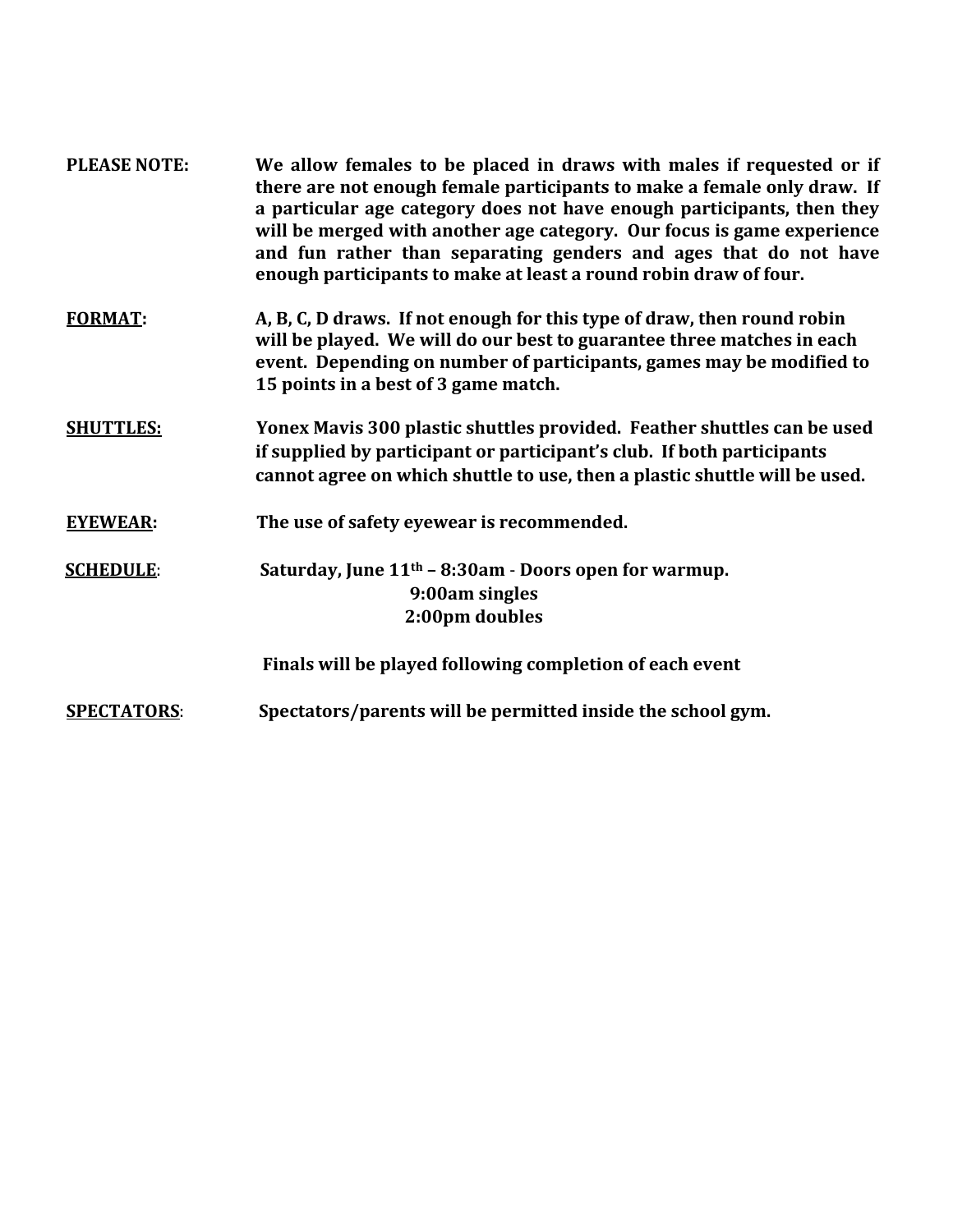**PLEASE NOTE:** We allow females to be placed in draws with males if requested or if there are not enough female participants to make a female only draw. If a particular age category does not have enough participants, then they will be merged with another age category. Our focus is game experience and fun rather than separating genders and ages that do not have enough participants to make at least a round robin draw of four.

**FORMAT:** A, B, C, D draws. If not enough for this type of draw, then round robin will be played. We will do our best to guarantee three matches in each event. Depending on number of participants, games may be modified to 15 points in a best of 3 game match.

**SHUTTLES:** Yonex Mavis 300 plastic shuttles provided. Feather shuttles can be used if supplied by participant or participant's club. If both participants cannot agree on which shuttle to use, then a plastic shuttle will be used.

**EYEWEAR:** The use of safety eyewear is recommended.

**SCHEDULE:** Saturday, June 11th – 8:30am - Doors open for warmup.
9:00am singles
2:00pm doubles

Finals will be played following completion of each event

**SPECTATORS:** Spectators/parents will be permitted inside the school gym.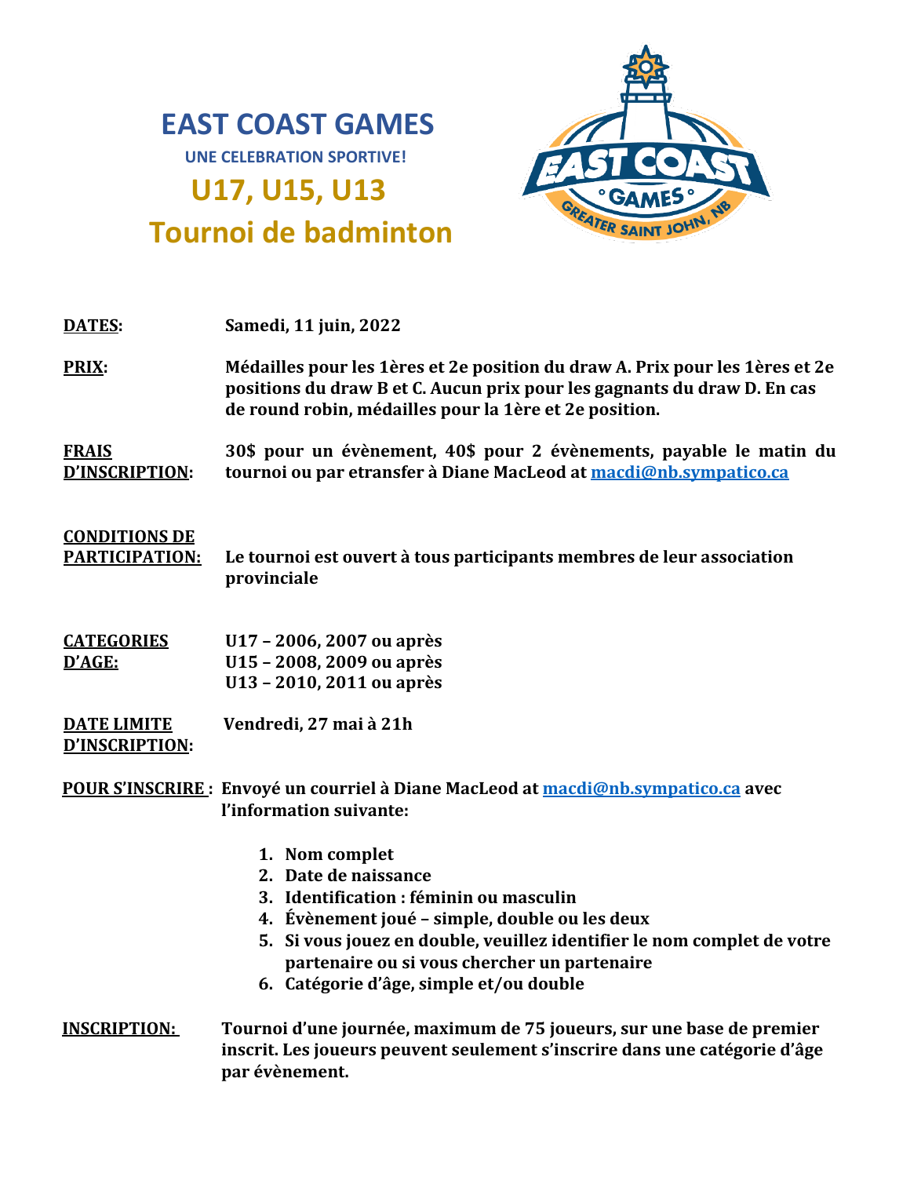# EAST COAST GAMES

**UNE CELEBRATION SPORTIVE!**

## U17, U15, U13

## Tournoi de badminton

**DATES:** Samedi, 11 juin, 2022

**PRIX:** Médailles pour les 1ères et 2e position du draw A. Prix pour les 1ères et 2e positions du draw B et C. Aucun prix pour les gagnants du draw D. En cas de round robin, médailles pour la 1ère et 2e position.

**FRAIS D'INSCRIPTION:** 30$ pour un évènement, 40$ pour 2 évènements, payable le matin du tournoi ou par etransfer à Diane MacLeod at macdi@nb.sympatico.ca

**CONDITIONS DE PARTICIPATION:** Le tournoi est ouvert à tous participants membres de leur association provinciale

**CATEGORIES D'AGE:**
U17 – 2006, 2007 ou après
U15 – 2008, 2009 ou après
U13 – 2010, 2011 ou après

**DATE LIMITE D'INSCRIPTION:** Vendredi, 27 mai à 21h

**POUR S'INSCRIRE :** Envoyé un courriel à Diane MacLeod at macdi@nb.sympatico.ca avec l'information suivante:

1. Nom complet
2. Date de naissance
3. Identification : féminin ou masculin
4. Évènement joué – simple, double ou les deux
5. Si vous jouez en double, veuillez identifier le nom complet de votre partenaire ou si vous chercher un partenaire
6. Catégorie d'âge, simple et/ou double

**INSCRIPTION:** Tournoi d'une journée, maximum de 75 joueurs, sur une base de premier inscrit. Les joueurs peuvent seulement s'inscrire dans une catégorie d'âge par évènement.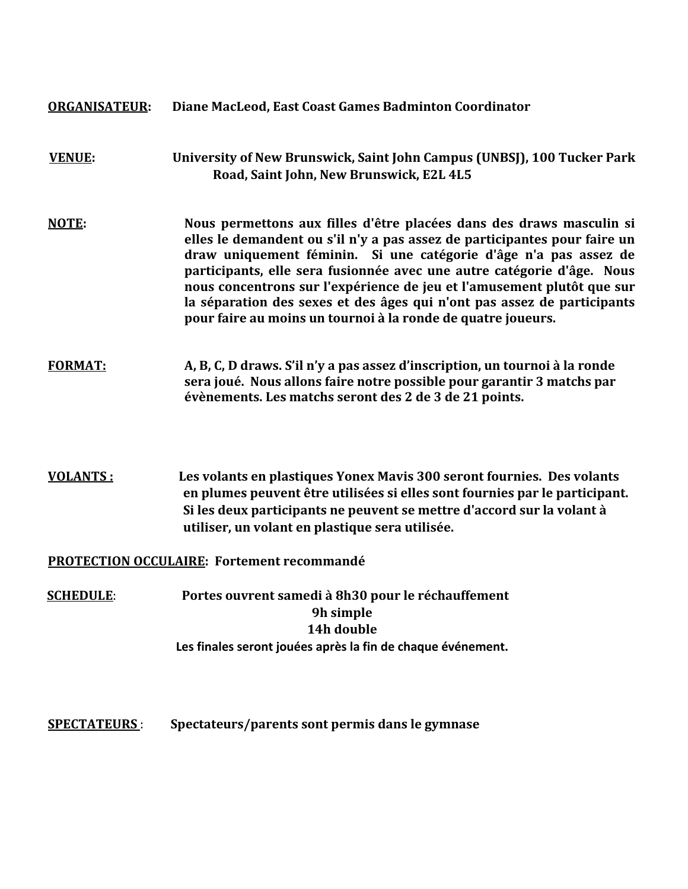**<u>ORGANISATEUR</u>:** **Diane MacLeod, East Coast Games Badminton Coordinator**

**<u>VENUE</u>:** **University of New Brunswick, Saint John Campus (UNBSJ), 100 Tucker Park Road, Saint John, New Brunswick, E2L 4L5**

**<u>NOTE</u>:** **Nous permettons aux filles d'être placées dans des draws masculin si elles le demandent ou s'il n'y a pas assez de participantes pour faire un draw uniquement féminin. Si une catégorie d'âge n'a pas assez de participants, elle sera fusionnée avec une autre catégorie d'âge. Nous nous concentrons sur l'expérience de jeu et l'amusement plutôt que sur la séparation des sexes et des âges qui n'ont pas assez de participants pour faire au moins un tournoi à la ronde de quatre joueurs.**

**<u>FORMAT:</u>** **A, B, C, D draws. S'il n'y a pas assez d'inscription, un tournoi à la ronde sera joué. Nous allons faire notre possible pour garantir 3 matchs par évènements. Les matchs seront des 2 de 3 de 21 points.**

**<u>VOLANTS :</u>** **Les volants en plastiques Yonex Mavis 300 seront fournies. Des volants en plumes peuvent être utilisées si elles sont fournies par le participant. Si les deux participants ne peuvent se mettre d'accord sur la volant à utiliser, un volant en plastique sera utilisée.**

**<u>PROTECTION OCCULAIRE</u>: Fortement recommandé**

**<u>SCHEDULE</u>:** **Portes ouvrent samedi à 8h30 pour le réchauffement**

**9h simple**

**14h double**

**Les finales seront jouées après la fin de chaque événement.**

**<u>SPECTATEURS</u> :** **Spectateurs/parents sont permis dans le gymnase**